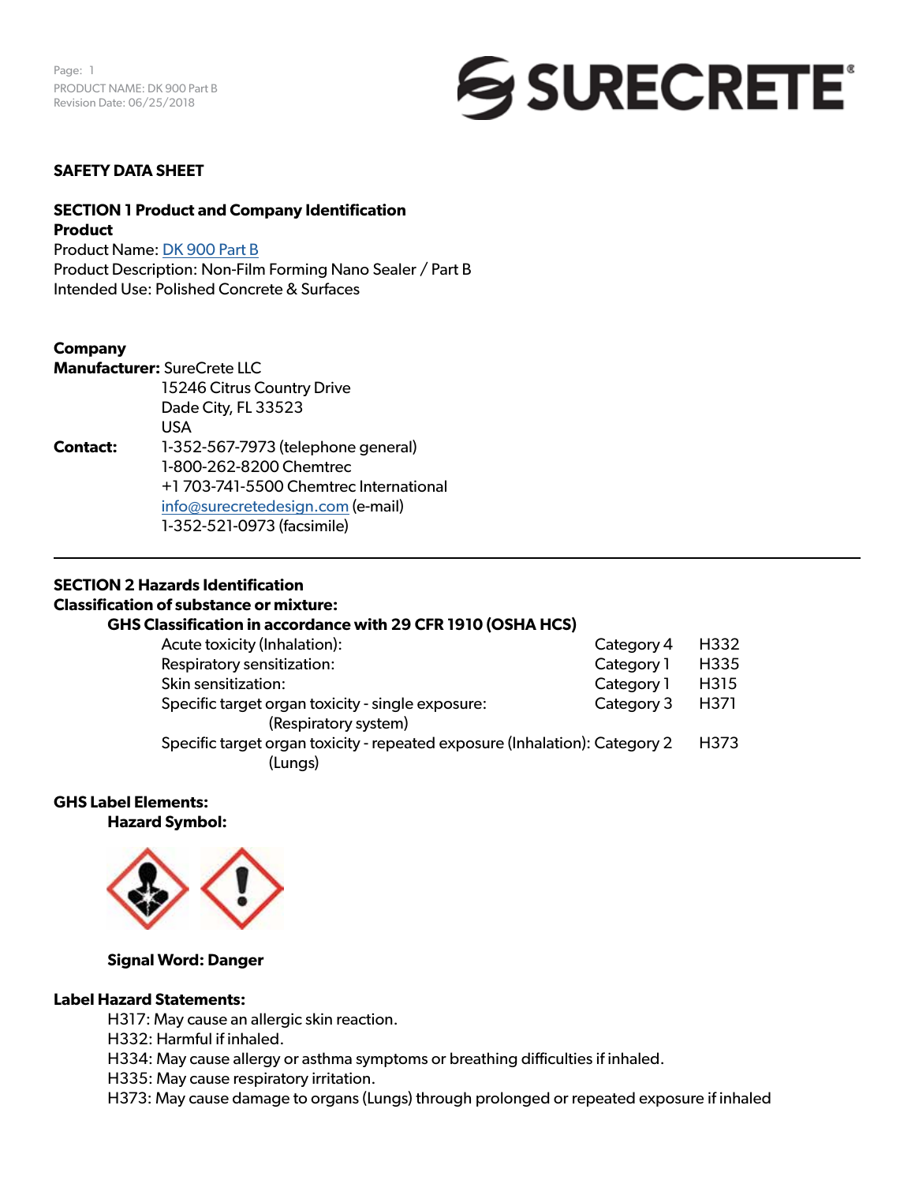SAFETY DATA SHEET

## SECTION 1 Product and Company Identification

**Product**

Product Name: DK 900 Part B
Product Description: Non-Film Forming Nano Sealer / Part B
Intended Use: Polished Concrete & Surfaces

**Company**

**Manufacturer:** SureCrete LLC
15246 Citrus Country Drive
Dade City, FL 33523
USA

**Contact:** 1-352-567-7973 (telephone general)
1-800-262-8200 Chemtrec
+1 703-741-5500 Chemtrec International
info@surecretedesign.com (e-mail)
1-352-521-0973 (facsimile)

---

## SECTION 2 Hazards Identification

**Classification of substance or mixture:**

**GHS Classification in accordance with 29 CFR 1910 (OSHA HCS)**

| Hazard | Category | Code |
|---|---|---|
| Acute toxicity (Inhalation): | Category 4 | H332 |
| Respiratory sensitization: | Category 1 | H335 |
| Skin sensitization: | Category 1 | H315 |
| Specific target organ toxicity - single exposure: (Respiratory system) | Category 3 | H371 |
| Specific target organ toxicity - repeated exposure (Inhalation): (Lungs) | Category 2 | H373 |

**GHS Label Elements:**

**Hazard Symbol:**

**Signal Word: Danger**

**Label Hazard Statements:**

H317: May cause an allergic skin reaction.
H332: Harmful if inhaled.
H334: May cause allergy or asthma symptoms or breathing difficulties if inhaled.
H335: May cause respiratory irritation.
H373: May cause damage to organs (Lungs) through prolonged or repeated exposure if inhaled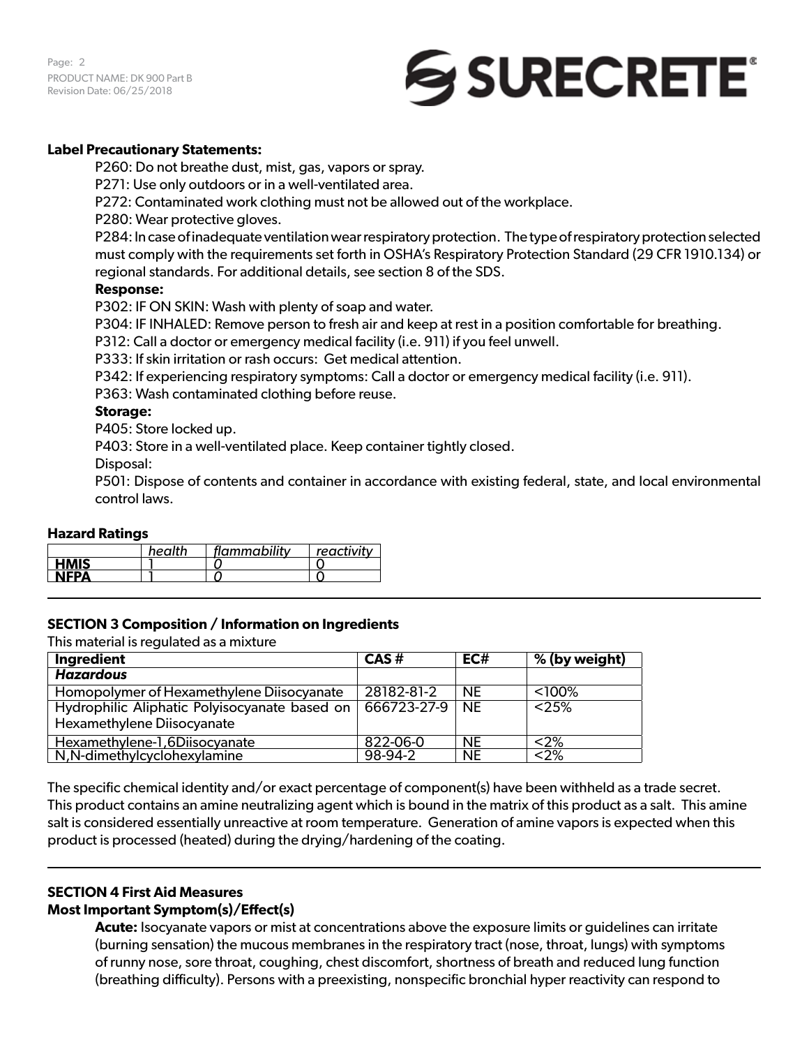**Label Precautionary Statements:**

P260: Do not breathe dust, mist, gas, vapors or spray.

P271: Use only outdoors or in a well-ventilated area.

P272: Contaminated work clothing must not be allowed out of the workplace.

P280: Wear protective gloves.

P284: In case of inadequate ventilation wear respiratory protection. The type of respiratory protection selected must comply with the requirements set forth in OSHA's Respiratory Protection Standard (29 CFR 1910.134) or regional standards. For additional details, see section 8 of the SDS.

**Response:**

P302: IF ON SKIN: Wash with plenty of soap and water.

P304: IF INHALED: Remove person to fresh air and keep at rest in a position comfortable for breathing.

P312: Call a doctor or emergency medical facility (i.e. 911) if you feel unwell.

P333: If skin irritation or rash occurs: Get medical attention.

P342: If experiencing respiratory symptoms: Call a doctor or emergency medical facility (i.e. 911).

P363: Wash contaminated clothing before reuse.

**Storage:**

P405: Store locked up.

P403: Store in a well-ventilated place. Keep container tightly closed.

Disposal:

P501: Dispose of contents and container in accordance with existing federal, state, and local environmental control laws.

**Hazard Ratings**

| | *health* | *flammability* | *reactivity* |
|---|---|---|---|
| **HMIS** | 1 | *0* | 0 |
| **NFPA** | 1 | *0* | 0 |

## SECTION 3 Composition / Information on Ingredients

This material is regulated as a mixture

| Ingredient | CAS # | EC# | % (by weight) |
|---|---|---|---|
| ***Hazardous*** | | | |
| Homopolymer of Hexamethylene Diisocyanate | 28182-81-2 | NE | <100% |
| Hydrophilic Aliphatic Polyisocyanate based on Hexamethylene Diisocyanate | 666723-27-9 | NE | <25% |
| Hexamethylene-1,6Diisocyanate | 822-06-0 | NE | <2% |
| N,N-dimethylcyclohexylamine | 98-94-2 | NE | <2% |

The specific chemical identity and/or exact percentage of component(s) have been withheld as a trade secret. This product contains an amine neutralizing agent which is bound in the matrix of this product as a salt. This amine salt is considered essentially unreactive at room temperature. Generation of amine vapors is expected when this product is processed (heated) during the drying/hardening of the coating.

## SECTION 4 First Aid Measures

### Most Important Symptom(s)/Effect(s)

**Acute:** Isocyanate vapors or mist at concentrations above the exposure limits or guidelines can irritate (burning sensation) the mucous membranes in the respiratory tract (nose, throat, lungs) with symptoms of runny nose, sore throat, coughing, chest discomfort, shortness of breath and reduced lung function (breathing difficulty). Persons with a preexisting, nonspecific bronchial hyper reactivity can respond to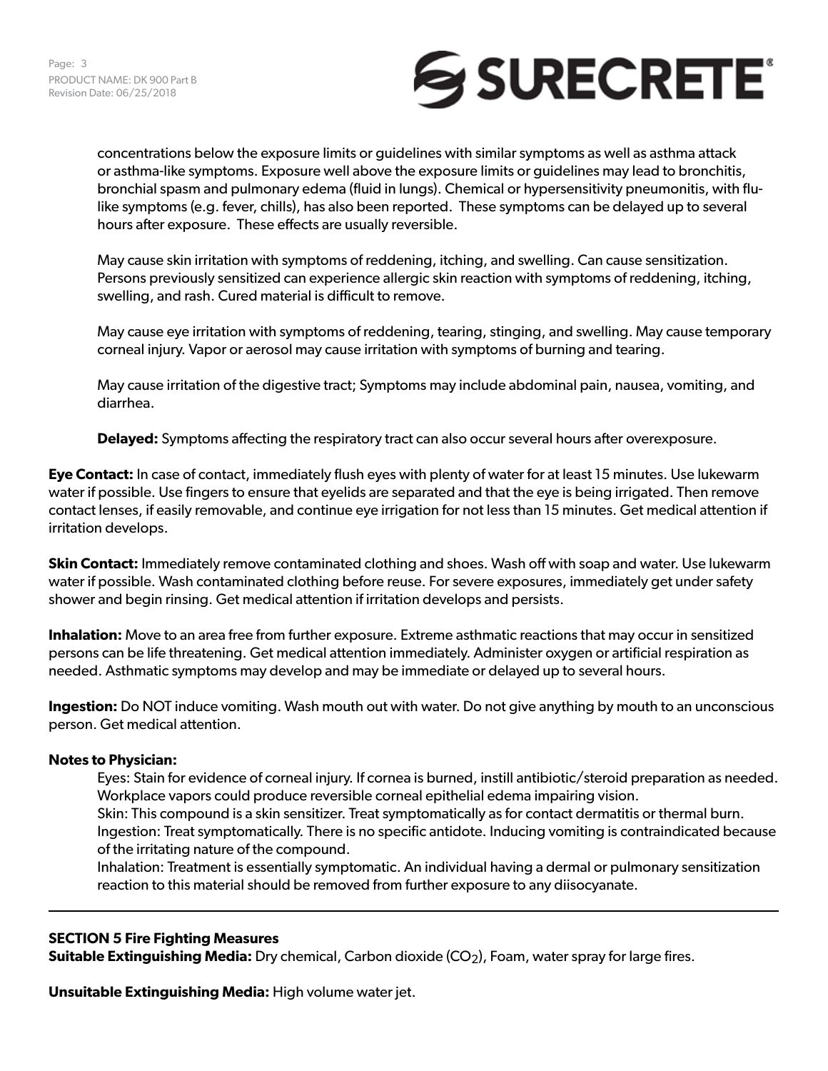concentrations below the exposure limits or guidelines with similar symptoms as well as asthma attack or asthma-like symptoms. Exposure well above the exposure limits or guidelines may lead to bronchitis, bronchial spasm and pulmonary edema (fluid in lungs). Chemical or hypersensitivity pneumonitis, with flu-like symptoms (e.g. fever, chills), has also been reported. These symptoms can be delayed up to several hours after exposure. These effects are usually reversible.

May cause skin irritation with symptoms of reddening, itching, and swelling. Can cause sensitization. Persons previously sensitized can experience allergic skin reaction with symptoms of reddening, itching, swelling, and rash. Cured material is difficult to remove.

May cause eye irritation with symptoms of reddening, tearing, stinging, and swelling. May cause temporary corneal injury. Vapor or aerosol may cause irritation with symptoms of burning and tearing.

May cause irritation of the digestive tract; Symptoms may include abdominal pain, nausea, vomiting, and diarrhea.

**Delayed:** Symptoms affecting the respiratory tract can also occur several hours after overexposure.

**Eye Contact:** In case of contact, immediately flush eyes with plenty of water for at least 15 minutes. Use lukewarm water if possible. Use fingers to ensure that eyelids are separated and that the eye is being irrigated. Then remove contact lenses, if easily removable, and continue eye irrigation for not less than 15 minutes. Get medical attention if irritation develops.

**Skin Contact:** Immediately remove contaminated clothing and shoes. Wash off with soap and water. Use lukewarm water if possible. Wash contaminated clothing before reuse. For severe exposures, immediately get under safety shower and begin rinsing. Get medical attention if irritation develops and persists.

**Inhalation:** Move to an area free from further exposure. Extreme asthmatic reactions that may occur in sensitized persons can be life threatening. Get medical attention immediately. Administer oxygen or artificial respiration as needed. Asthmatic symptoms may develop and may be immediate or delayed up to several hours.

**Ingestion:** Do NOT induce vomiting. Wash mouth out with water. Do not give anything by mouth to an unconscious person. Get medical attention.

**Notes to Physician:**

Eyes: Stain for evidence of corneal injury. If cornea is burned, instill antibiotic/steroid preparation as needed. Workplace vapors could produce reversible corneal epithelial edema impairing vision.
Skin: This compound is a skin sensitizer. Treat symptomatically as for contact dermatitis or thermal burn.
Ingestion: Treat symptomatically. There is no specific antidote. Inducing vomiting is contraindicated because of the irritating nature of the compound.
Inhalation: Treatment is essentially symptomatic. An individual having a dermal or pulmonary sensitization reaction to this material should be removed from further exposure to any diisocyanate.

---

## SECTION 5 Fire Fighting Measures

**Suitable Extinguishing Media:** Dry chemical, Carbon dioxide ($CO_2$), Foam, water spray for large fires.

**Unsuitable Extinguishing Media:** High volume water jet.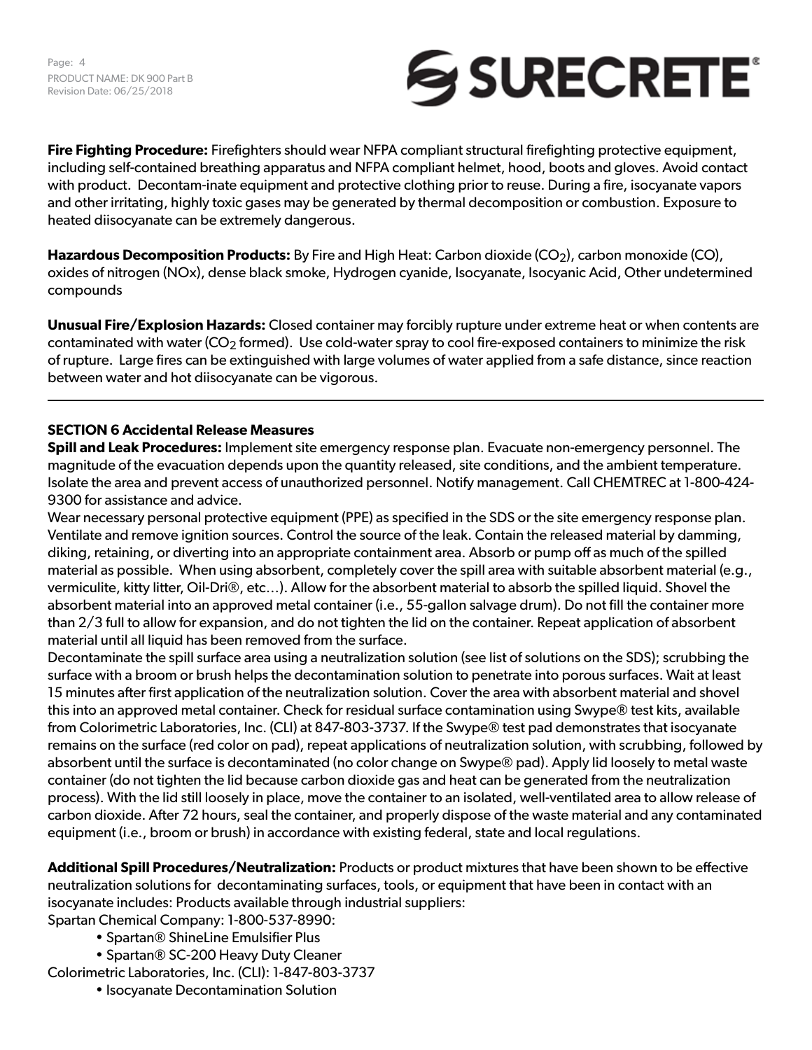**Fire Fighting Procedure:** Firefighters should wear NFPA compliant structural firefighting protective equipment, including self-contained breathing apparatus and NFPA compliant helmet, hood, boots and gloves. Avoid contact with product. Decontam-inate equipment and protective clothing prior to reuse. During a fire, isocyanate vapors and other irritating, highly toxic gases may be generated by thermal decomposition or combustion. Exposure to heated diisocyanate can be extremely dangerous.

**Hazardous Decomposition Products:** By Fire and High Heat: Carbon dioxide ($CO_2$), carbon monoxide (CO), oxides of nitrogen (NOx), dense black smoke, Hydrogen cyanide, Isocyanate, Isocyanic Acid, Other undetermined compounds

**Unusual Fire/Explosion Hazards:** Closed container may forcibly rupture under extreme heat or when contents are contaminated with water ($CO_2$ formed). Use cold-water spray to cool fire-exposed containers to minimize the risk of rupture. Large fires can be extinguished with large volumes of water applied from a safe distance, since reaction between water and hot diisocyanate can be vigorous.

---

## SECTION 6 Accidental Release Measures

**Spill and Leak Procedures:** Implement site emergency response plan. Evacuate non-emergency personnel. The magnitude of the evacuation depends upon the quantity released, site conditions, and the ambient temperature. Isolate the area and prevent access of unauthorized personnel. Notify management. Call CHEMTREC at 1-800-424-9300 for assistance and advice.

Wear necessary personal protective equipment (PPE) as specified in the SDS or the site emergency response plan. Ventilate and remove ignition sources. Control the source of the leak. Contain the released material by damming, diking, retaining, or diverting into an appropriate containment area. Absorb or pump off as much of the spilled material as possible. When using absorbent, completely cover the spill area with suitable absorbent material (e.g., vermiculite, kitty litter, Oil-Dri®, etc…). Allow for the absorbent material to absorb the spilled liquid. Shovel the absorbent material into an approved metal container (i.e., 55-gallon salvage drum). Do not fill the container more than 2/3 full to allow for expansion, and do not tighten the lid on the container. Repeat application of absorbent material until all liquid has been removed from the surface.

Decontaminate the spill surface area using a neutralization solution (see list of solutions on the SDS); scrubbing the surface with a broom or brush helps the decontamination solution to penetrate into porous surfaces. Wait at least 15 minutes after first application of the neutralization solution. Cover the area with absorbent material and shovel this into an approved metal container. Check for residual surface contamination using Swype® test kits, available from Colorimetric Laboratories, Inc. (CLI) at 847-803-3737. If the Swype® test pad demonstrates that isocyanate remains on the surface (red color on pad), repeat applications of neutralization solution, with scrubbing, followed by absorbent until the surface is decontaminated (no color change on Swype® pad). Apply lid loosely to metal waste container (do not tighten the lid because carbon dioxide gas and heat can be generated from the neutralization process). With the lid still loosely in place, move the container to an isolated, well-ventilated area to allow release of carbon dioxide. After 72 hours, seal the container, and properly dispose of the waste material and any contaminated equipment (i.e., broom or brush) in accordance with existing federal, state and local regulations.

**Additional Spill Procedures/Neutralization:** Products or product mixtures that have been shown to be effective neutralization solutions for decontaminating surfaces, tools, or equipment that have been in contact with an isocyanate includes: Products available through industrial suppliers:

Spartan Chemical Company: 1-800-537-8990:

- Spartan® ShineLine Emulsifier Plus
- Spartan® SC-200 Heavy Duty Cleaner

Colorimetric Laboratories, Inc. (CLI): 1-847-803-3737

- Isocyanate Decontamination Solution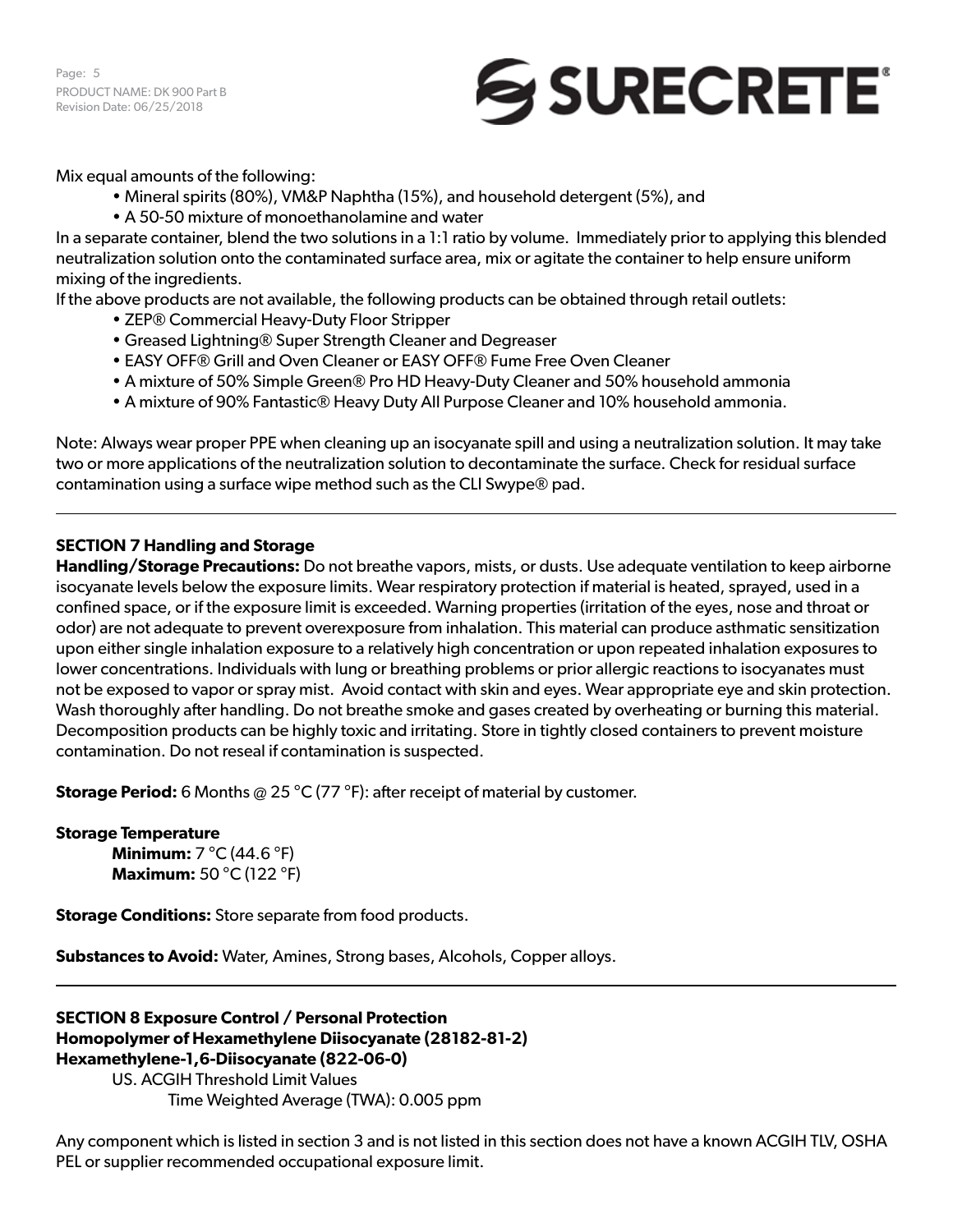Mix equal amounts of the following:

- Mineral spirits (80%), VM&P Naphtha (15%), and household detergent (5%), and
- A 50-50 mixture of monoethanolamine and water

In a separate container, blend the two solutions in a 1:1 ratio by volume. Immediately prior to applying this blended neutralization solution onto the contaminated surface area, mix or agitate the container to help ensure uniform mixing of the ingredients.

If the above products are not available, the following products can be obtained through retail outlets:

- ZEP® Commercial Heavy-Duty Floor Stripper
- Greased Lightning® Super Strength Cleaner and Degreaser
- EASY OFF® Grill and Oven Cleaner or EASY OFF® Fume Free Oven Cleaner
- A mixture of 50% Simple Green® Pro HD Heavy-Duty Cleaner and 50% household ammonia
- A mixture of 90% Fantastic® Heavy Duty All Purpose Cleaner and 10% household ammonia.

Note: Always wear proper PPE when cleaning up an isocyanate spill and using a neutralization solution. It may take two or more applications of the neutralization solution to decontaminate the surface. Check for residual surface contamination using a surface wipe method such as the CLI Swype® pad.

---

## SECTION 7 Handling and Storage

**Handling/Storage Precautions:** Do not breathe vapors, mists, or dusts. Use adequate ventilation to keep airborne isocyanate levels below the exposure limits. Wear respiratory protection if material is heated, sprayed, used in a confined space, or if the exposure limit is exceeded. Warning properties (irritation of the eyes, nose and throat or odor) are not adequate to prevent overexposure from inhalation. This material can produce asthmatic sensitization upon either single inhalation exposure to a relatively high concentration or upon repeated inhalation exposures to lower concentrations. Individuals with lung or breathing problems or prior allergic reactions to isocyanates must not be exposed to vapor or spray mist. Avoid contact with skin and eyes. Wear appropriate eye and skin protection. Wash thoroughly after handling. Do not breathe smoke and gases created by overheating or burning this material. Decomposition products can be highly toxic and irritating. Store in tightly closed containers to prevent moisture contamination. Do not reseal if contamination is suspected.

**Storage Period:** 6 Months @ 25 °C (77 °F): after receipt of material by customer.

**Storage Temperature**

**Minimum:** 7 °C (44.6 °F)
**Maximum:** 50 °C (122 °F)

**Storage Conditions:** Store separate from food products.

**Substances to Avoid:** Water, Amines, Strong bases, Alcohols, Copper alloys.

---

## SECTION 8 Exposure Control / Personal Protection

**Homopolymer of Hexamethylene Diisocyanate (28182-81-2)**
**Hexamethylene-1,6-Diisocyanate (822-06-0)**

US. ACGIH Threshold Limit Values
Time Weighted Average (TWA): 0.005 ppm

Any component which is listed in section 3 and is not listed in this section does not have a known ACGIH TLV, OSHA PEL or supplier recommended occupational exposure limit.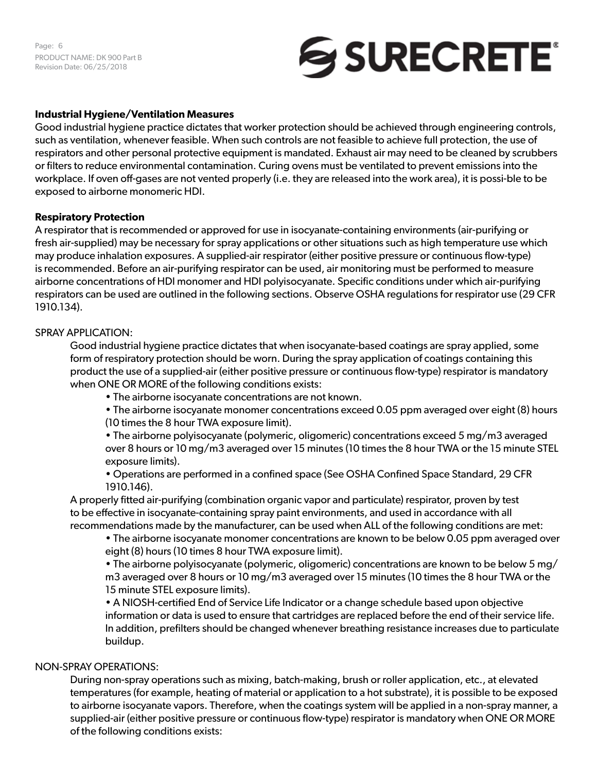**Industrial Hygiene/Ventilation Measures**

Good industrial hygiene practice dictates that worker protection should be achieved through engineering controls, such as ventilation, whenever feasible. When such controls are not feasible to achieve full protection, the use of respirators and other personal protective equipment is mandated. Exhaust air may need to be cleaned by scrubbers or filters to reduce environmental contamination. Curing ovens must be ventilated to prevent emissions into the workplace. If oven off-gases are not vented properly (i.e. they are released into the work area), it is possi-ble to be exposed to airborne monomeric HDI.

**Respiratory Protection**

A respirator that is recommended or approved for use in isocyanate-containing environments (air-purifying or fresh air-supplied) may be necessary for spray applications or other situations such as high temperature use which may produce inhalation exposures. A supplied-air respirator (either positive pressure or continuous flow-type) is recommended. Before an air-purifying respirator can be used, air monitoring must be performed to measure airborne concentrations of HDI monomer and HDI polyisocyanate. Specific conditions under which air-purifying respirators can be used are outlined in the following sections. Observe OSHA regulations for respirator use (29 CFR 1910.134).

SPRAY APPLICATION:

Good industrial hygiene practice dictates that when isocyanate-based coatings are spray applied, some form of respiratory protection should be worn. During the spray application of coatings containing this product the use of a supplied-air (either positive pressure or continuous flow-type) respirator is mandatory when ONE OR MORE of the following conditions exists:

- The airborne isocyanate concentrations are not known.
- The airborne isocyanate monomer concentrations exceed 0.05 ppm averaged over eight (8) hours (10 times the 8 hour TWA exposure limit).
- The airborne polyisocyanate (polymeric, oligomeric) concentrations exceed 5 mg/m3 averaged over 8 hours or 10 mg/m3 averaged over 15 minutes (10 times the 8 hour TWA or the 15 minute STEL exposure limits).
- Operations are performed in a confined space (See OSHA Confined Space Standard, 29 CFR 1910.146).

A properly fitted air-purifying (combination organic vapor and particulate) respirator, proven by test to be effective in isocyanate-containing spray paint environments, and used in accordance with all recommendations made by the manufacturer, can be used when ALL of the following conditions are met:

- The airborne isocyanate monomer concentrations are known to be below 0.05 ppm averaged over eight (8) hours (10 times 8 hour TWA exposure limit).
- The airborne polyisocyanate (polymeric, oligomeric) concentrations are known to be below 5 mg/m3 averaged over 8 hours or 10 mg/m3 averaged over 15 minutes (10 times the 8 hour TWA or the 15 minute STEL exposure limits).
- A NIOSH-certified End of Service Life Indicator or a change schedule based upon objective information or data is used to ensure that cartridges are replaced before the end of their service life. In addition, prefilters should be changed whenever breathing resistance increases due to particulate buildup.

NON-SPRAY OPERATIONS:

During non-spray operations such as mixing, batch-making, brush or roller application, etc., at elevated temperatures (for example, heating of material or application to a hot substrate), it is possible to be exposed to airborne isocyanate vapors. Therefore, when the coatings system will be applied in a non-spray manner, a supplied-air (either positive pressure or continuous flow-type) respirator is mandatory when ONE OR MORE of the following conditions exists: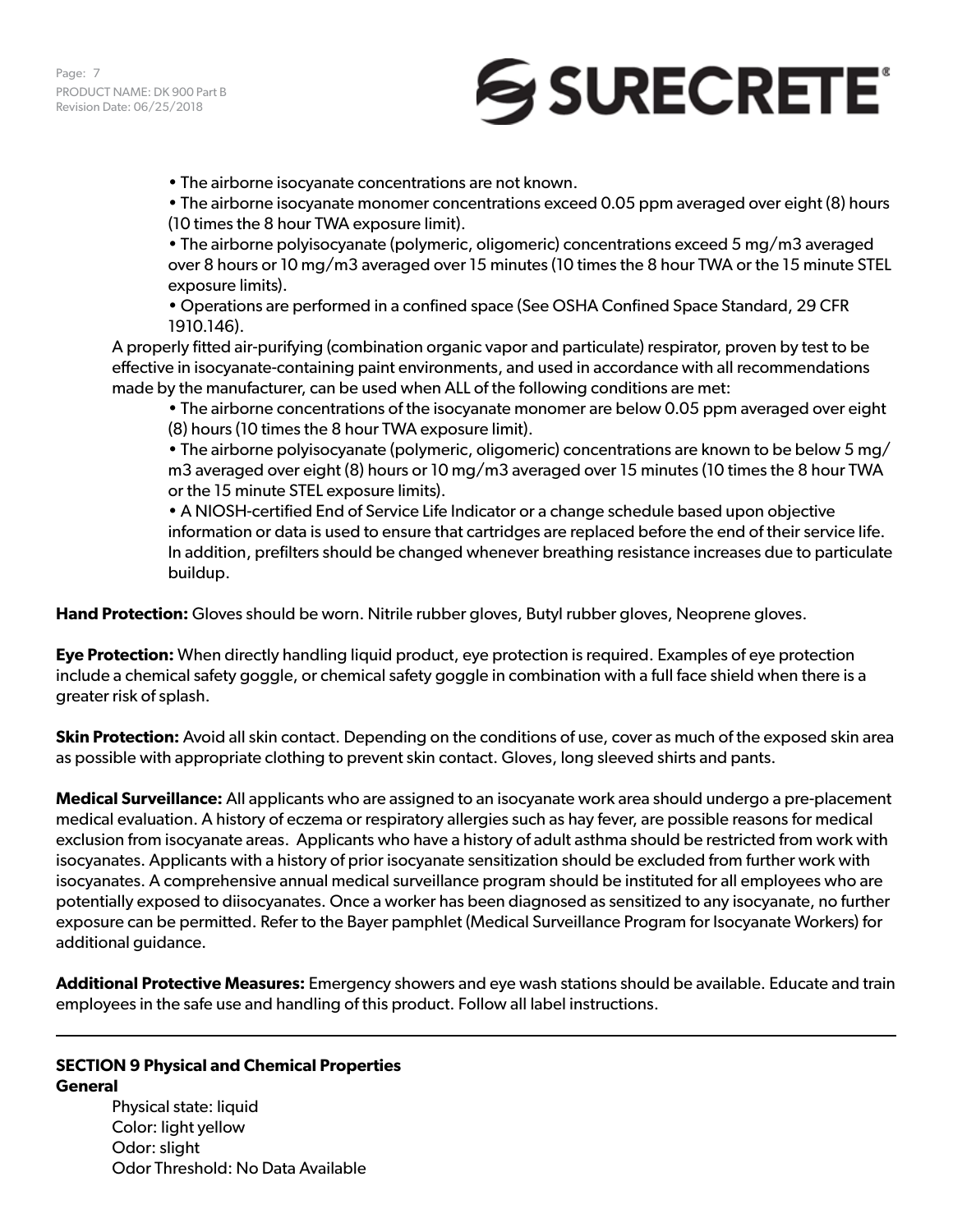- The airborne isocyanate concentrations are not known.
- The airborne isocyanate monomer concentrations exceed 0.05 ppm averaged over eight (8) hours (10 times the 8 hour TWA exposure limit).
- The airborne polyisocyanate (polymeric, oligomeric) concentrations exceed 5 mg/m3 averaged over 8 hours or 10 mg/m3 averaged over 15 minutes (10 times the 8 hour TWA or the 15 minute STEL exposure limits).
- Operations are performed in a confined space (See OSHA Confined Space Standard, 29 CFR 1910.146).

A properly fitted air-purifying (combination organic vapor and particulate) respirator, proven by test to be effective in isocyanate-containing paint environments, and used in accordance with all recommendations made by the manufacturer, can be used when ALL of the following conditions are met:

- The airborne concentrations of the isocyanate monomer are below 0.05 ppm averaged over eight (8) hours (10 times the 8 hour TWA exposure limit).
- The airborne polyisocyanate (polymeric, oligomeric) concentrations are known to be below 5 mg/m3 averaged over eight (8) hours or 10 mg/m3 averaged over 15 minutes (10 times the 8 hour TWA or the 15 minute STEL exposure limits).
- A NIOSH-certified End of Service Life Indicator or a change schedule based upon objective information or data is used to ensure that cartridges are replaced before the end of their service life. In addition, prefilters should be changed whenever breathing resistance increases due to particulate buildup.

**Hand Protection:** Gloves should be worn. Nitrile rubber gloves, Butyl rubber gloves, Neoprene gloves.

**Eye Protection:** When directly handling liquid product, eye protection is required. Examples of eye protection include a chemical safety goggle, or chemical safety goggle in combination with a full face shield when there is a greater risk of splash.

**Skin Protection:** Avoid all skin contact. Depending on the conditions of use, cover as much of the exposed skin area as possible with appropriate clothing to prevent skin contact. Gloves, long sleeved shirts and pants.

**Medical Surveillance:** All applicants who are assigned to an isocyanate work area should undergo a pre-placement medical evaluation. A history of eczema or respiratory allergies such as hay fever, are possible reasons for medical exclusion from isocyanate areas. Applicants who have a history of adult asthma should be restricted from work with isocyanates. Applicants with a history of prior isocyanate sensitization should be excluded from further work with isocyanates. A comprehensive annual medical surveillance program should be instituted for all employees who are potentially exposed to diisocyanates. Once a worker has been diagnosed as sensitized to any isocyanate, no further exposure can be permitted. Refer to the Bayer pamphlet (Medical Surveillance Program for Isocyanate Workers) for additional guidance.

**Additional Protective Measures:** Emergency showers and eye wash stations should be available. Educate and train employees in the safe use and handling of this product. Follow all label instructions.

---

## SECTION 9 Physical and Chemical Properties

**General**

Physical state: liquid
Color: light yellow
Odor: slight
Odor Threshold: No Data Available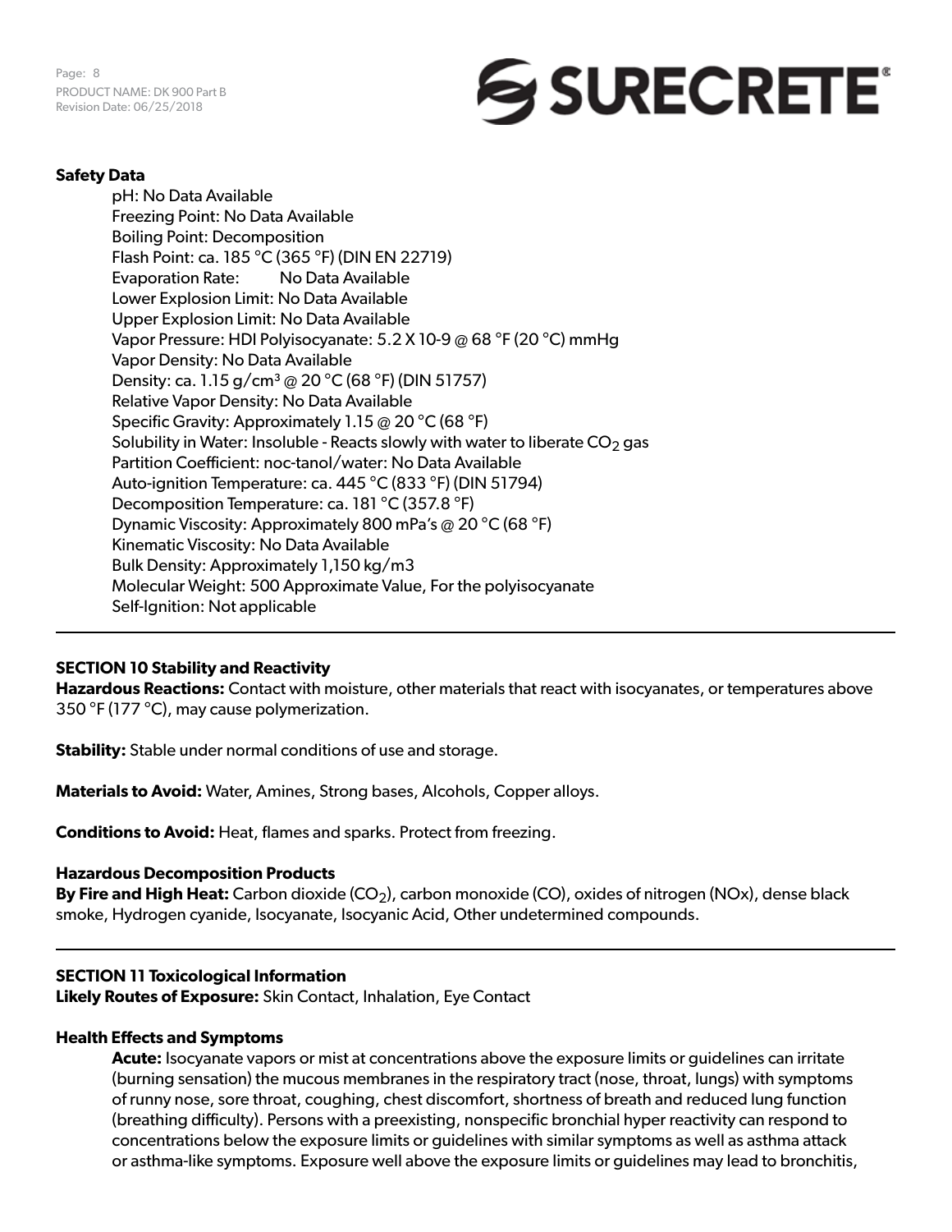**Safety Data**

pH: No Data Available
Freezing Point: No Data Available
Boiling Point: Decomposition
Flash Point: ca. 185 °C (365 °F) (DIN EN 22719)
Evaporation Rate: No Data Available
Lower Explosion Limit: No Data Available
Upper Explosion Limit: No Data Available
Vapor Pressure: HDI Polyisocyanate: 5.2 X 10-9 @ 68 °F (20 °C) mmHg
Vapor Density: No Data Available
Density: ca. 1.15 g/cm³ @ 20 °C (68 °F) (DIN 51757)
Relative Vapor Density: No Data Available
Specific Gravity: Approximately 1.15 @ 20 °C (68 °F)
Solubility in Water: Insoluble - Reacts slowly with water to liberate $CO_2$ gas
Partition Coefficient: noc-tanol/water: No Data Available
Auto-ignition Temperature: ca. 445 °C (833 °F) (DIN 51794)
Decomposition Temperature: ca. 181 °C (357.8 °F)
Dynamic Viscosity: Approximately 800 mPa's @ 20 °C (68 °F)
Kinematic Viscosity: No Data Available
Bulk Density: Approximately 1,150 kg/m3
Molecular Weight: 500 Approximate Value, For the polyisocyanate
Self-Ignition: Not applicable

---

## SECTION 10 Stability and Reactivity

**Hazardous Reactions:** Contact with moisture, other materials that react with isocyanates, or temperatures above 350 °F (177 °C), may cause polymerization.

**Stability:** Stable under normal conditions of use and storage.

**Materials to Avoid:** Water, Amines, Strong bases, Alcohols, Copper alloys.

**Conditions to Avoid:** Heat, flames and sparks. Protect from freezing.

**Hazardous Decomposition Products**

**By Fire and High Heat:** Carbon dioxide ($CO_2$), carbon monoxide (CO), oxides of nitrogen (NOx), dense black smoke, Hydrogen cyanide, Isocyanate, Isocyanic Acid, Other undetermined compounds.

---

## SECTION 11 Toxicological Information

**Likely Routes of Exposure:** Skin Contact, Inhalation, Eye Contact

**Health Effects and Symptoms**

**Acute:** Isocyanate vapors or mist at concentrations above the exposure limits or guidelines can irritate (burning sensation) the mucous membranes in the respiratory tract (nose, throat, lungs) with symptoms of runny nose, sore throat, coughing, chest discomfort, shortness of breath and reduced lung function (breathing difficulty). Persons with a preexisting, nonspecific bronchial hyper reactivity can respond to concentrations below the exposure limits or guidelines with similar symptoms as well as asthma attack or asthma-like symptoms. Exposure well above the exposure limits or guidelines may lead to bronchitis,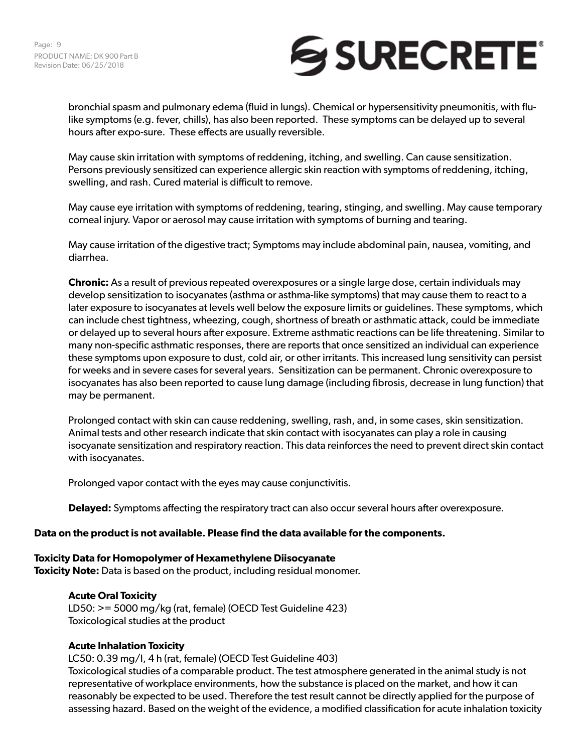bronchial spasm and pulmonary edema (fluid in lungs). Chemical or hypersensitivity pneumonitis, with flu-like symptoms (e.g. fever, chills), has also been reported. These symptoms can be delayed up to several hours after expo-sure. These effects are usually reversible.

May cause skin irritation with symptoms of reddening, itching, and swelling. Can cause sensitization. Persons previously sensitized can experience allergic skin reaction with symptoms of reddening, itching, swelling, and rash. Cured material is difficult to remove.

May cause eye irritation with symptoms of reddening, tearing, stinging, and swelling. May cause temporary corneal injury. Vapor or aerosol may cause irritation with symptoms of burning and tearing.

May cause irritation of the digestive tract; Symptoms may include abdominal pain, nausea, vomiting, and diarrhea.

**Chronic:** As a result of previous repeated overexposures or a single large dose, certain individuals may develop sensitization to isocyanates (asthma or asthma-like symptoms) that may cause them to react to a later exposure to isocyanates at levels well below the exposure limits or guidelines. These symptoms, which can include chest tightness, wheezing, cough, shortness of breath or asthmatic attack, could be immediate or delayed up to several hours after exposure. Extreme asthmatic reactions can be life threatening. Similar to many non-specific asthmatic responses, there are reports that once sensitized an individual can experience these symptoms upon exposure to dust, cold air, or other irritants. This increased lung sensitivity can persist for weeks and in severe cases for several years. Sensitization can be permanent. Chronic overexposure to isocyanates has also been reported to cause lung damage (including fibrosis, decrease in lung function) that may be permanent.

Prolonged contact with skin can cause reddening, swelling, rash, and, in some cases, skin sensitization. Animal tests and other research indicate that skin contact with isocyanates can play a role in causing isocyanate sensitization and respiratory reaction. This data reinforces the need to prevent direct skin contact with isocyanates.

Prolonged vapor contact with the eyes may cause conjunctivitis.

**Delayed:** Symptoms affecting the respiratory tract can also occur several hours after overexposure.

**Data on the product is not available. Please find the data available for the components.**

**Toxicity Data for Homopolymer of Hexamethylene Diisocyanate**
**Toxicity Note:** Data is based on the product, including residual monomer.

**Acute Oral Toxicity**
LD50: >= 5000 mg/kg (rat, female) (OECD Test Guideline 423)
Toxicological studies at the product

**Acute Inhalation Toxicity**
LC50: 0.39 mg/l, 4 h (rat, female) (OECD Test Guideline 403)
Toxicological studies of a comparable product. The test atmosphere generated in the animal study is not representative of workplace environments, how the substance is placed on the market, and how it can reasonably be expected to be used. Therefore the test result cannot be directly applied for the purpose of assessing hazard. Based on the weight of the evidence, a modified classification for acute inhalation toxicity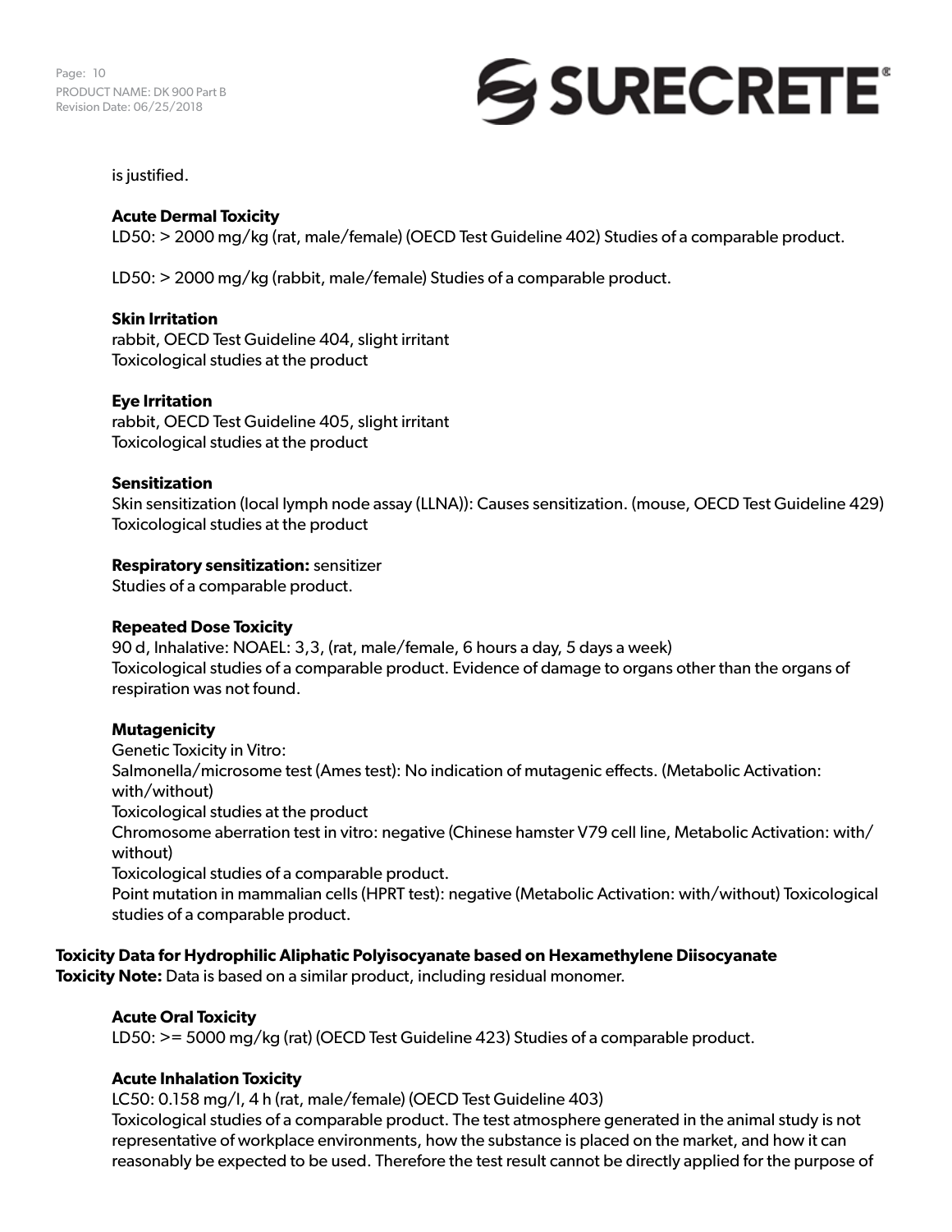is justified.

**Acute Dermal Toxicity**

LD50: > 2000 mg/kg (rat, male/female) (OECD Test Guideline 402) Studies of a comparable product.

LD50: > 2000 mg/kg (rabbit, male/female) Studies of a comparable product.

**Skin Irritation**

rabbit, OECD Test Guideline 404, slight irritant
Toxicological studies at the product

**Eye Irritation**

rabbit, OECD Test Guideline 405, slight irritant
Toxicological studies at the product

**Sensitization**

Skin sensitization (local lymph node assay (LLNA)): Causes sensitization. (mouse, OECD Test Guideline 429)
Toxicological studies at the product

**Respiratory sensitization:** sensitizer
Studies of a comparable product.

**Repeated Dose Toxicity**

90 d, Inhalative: NOAEL: 3,3, (rat, male/female, 6 hours a day, 5 days a week)
Toxicological studies of a comparable product. Evidence of damage to organs other than the organs of respiration was not found.

**Mutagenicity**

Genetic Toxicity in Vitro:
Salmonella/microsome test (Ames test): No indication of mutagenic effects. (Metabolic Activation: with/without)
Toxicological studies at the product
Chromosome aberration test in vitro: negative (Chinese hamster V79 cell line, Metabolic Activation: with/without)
Toxicological studies of a comparable product.
Point mutation in mammalian cells (HPRT test): negative (Metabolic Activation: with/without) Toxicological studies of a comparable product.

**Toxicity Data for Hydrophilic Aliphatic Polyisocyanate based on Hexamethylene Diisocyanate**
**Toxicity Note:** Data is based on a similar product, including residual monomer.

**Acute Oral Toxicity**

LD50: >= 5000 mg/kg (rat) (OECD Test Guideline 423) Studies of a comparable product.

**Acute Inhalation Toxicity**

LC50: 0.158 mg/l, 4 h (rat, male/female) (OECD Test Guideline 403)
Toxicological studies of a comparable product. The test atmosphere generated in the animal study is not representative of workplace environments, how the substance is placed on the market, and how it can reasonably be expected to be used. Therefore the test result cannot be directly applied for the purpose of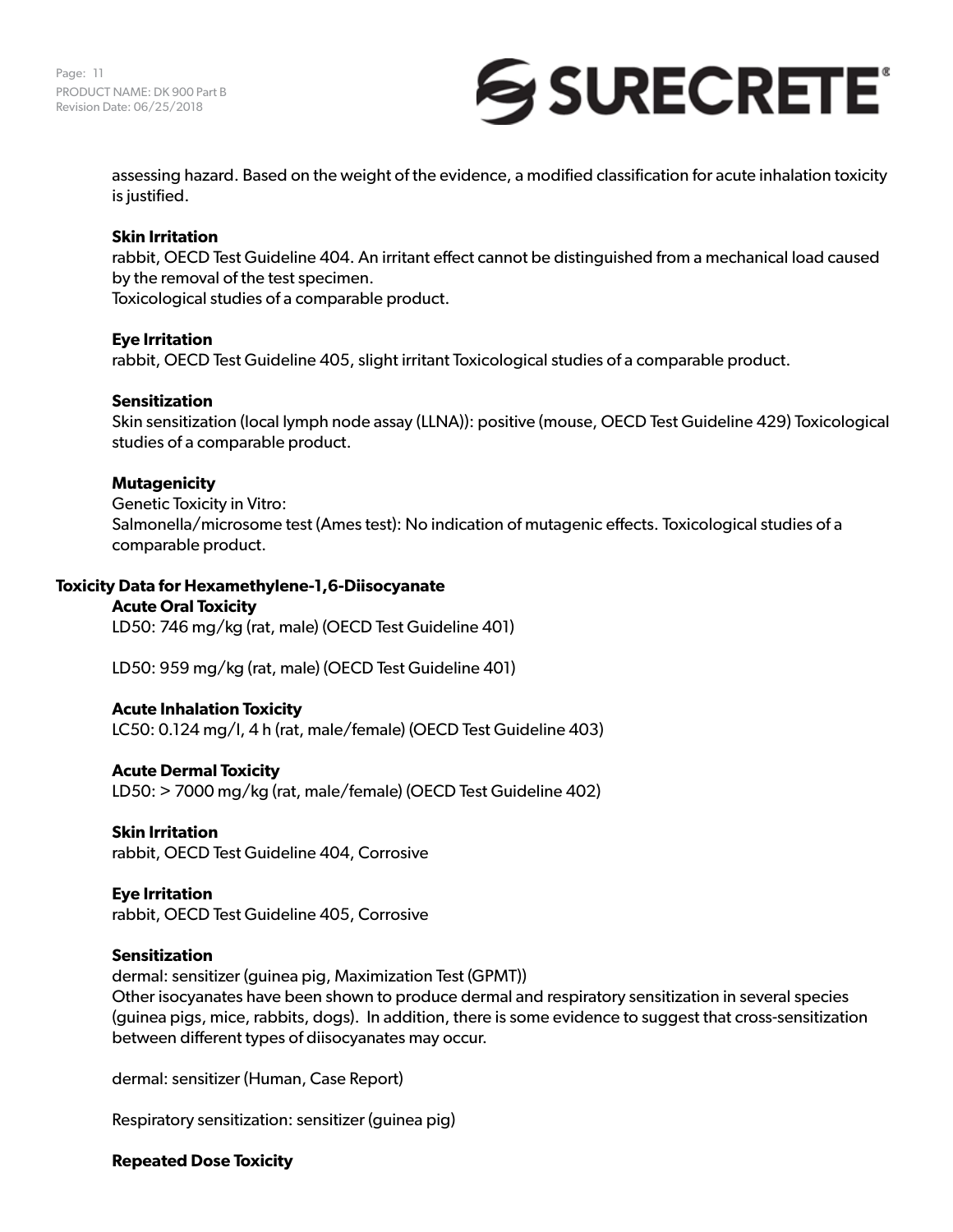assessing hazard. Based on the weight of the evidence, a modified classification for acute inhalation toxicity is justified.

**Skin Irritation**
rabbit, OECD Test Guideline 404. An irritant effect cannot be distinguished from a mechanical load caused by the removal of the test specimen.
Toxicological studies of a comparable product.

**Eye Irritation**
rabbit, OECD Test Guideline 405, slight irritant Toxicological studies of a comparable product.

**Sensitization**
Skin sensitization (local lymph node assay (LLNA)): positive (mouse, OECD Test Guideline 429) Toxicological studies of a comparable product.

**Mutagenicity**
Genetic Toxicity in Vitro:
Salmonella/microsome test (Ames test): No indication of mutagenic effects. Toxicological studies of a comparable product.

**Toxicity Data for Hexamethylene-1,6-Diisocyanate**

**Acute Oral Toxicity**
LD50: 746 mg/kg (rat, male) (OECD Test Guideline 401)

LD50: 959 mg/kg (rat, male) (OECD Test Guideline 401)

**Acute Inhalation Toxicity**
LC50: 0.124 mg/l, 4 h (rat, male/female) (OECD Test Guideline 403)

**Acute Dermal Toxicity**
LD50: > 7000 mg/kg (rat, male/female) (OECD Test Guideline 402)

**Skin Irritation**
rabbit, OECD Test Guideline 404, Corrosive

**Eye Irritation**
rabbit, OECD Test Guideline 405, Corrosive

**Sensitization**
dermal: sensitizer (guinea pig, Maximization Test (GPMT))
Other isocyanates have been shown to produce dermal and respiratory sensitization in several species (guinea pigs, mice, rabbits, dogs). In addition, there is some evidence to suggest that cross-sensitization between different types of diisocyanates may occur.

dermal: sensitizer (Human, Case Report)

Respiratory sensitization: sensitizer (guinea pig)

**Repeated Dose Toxicity**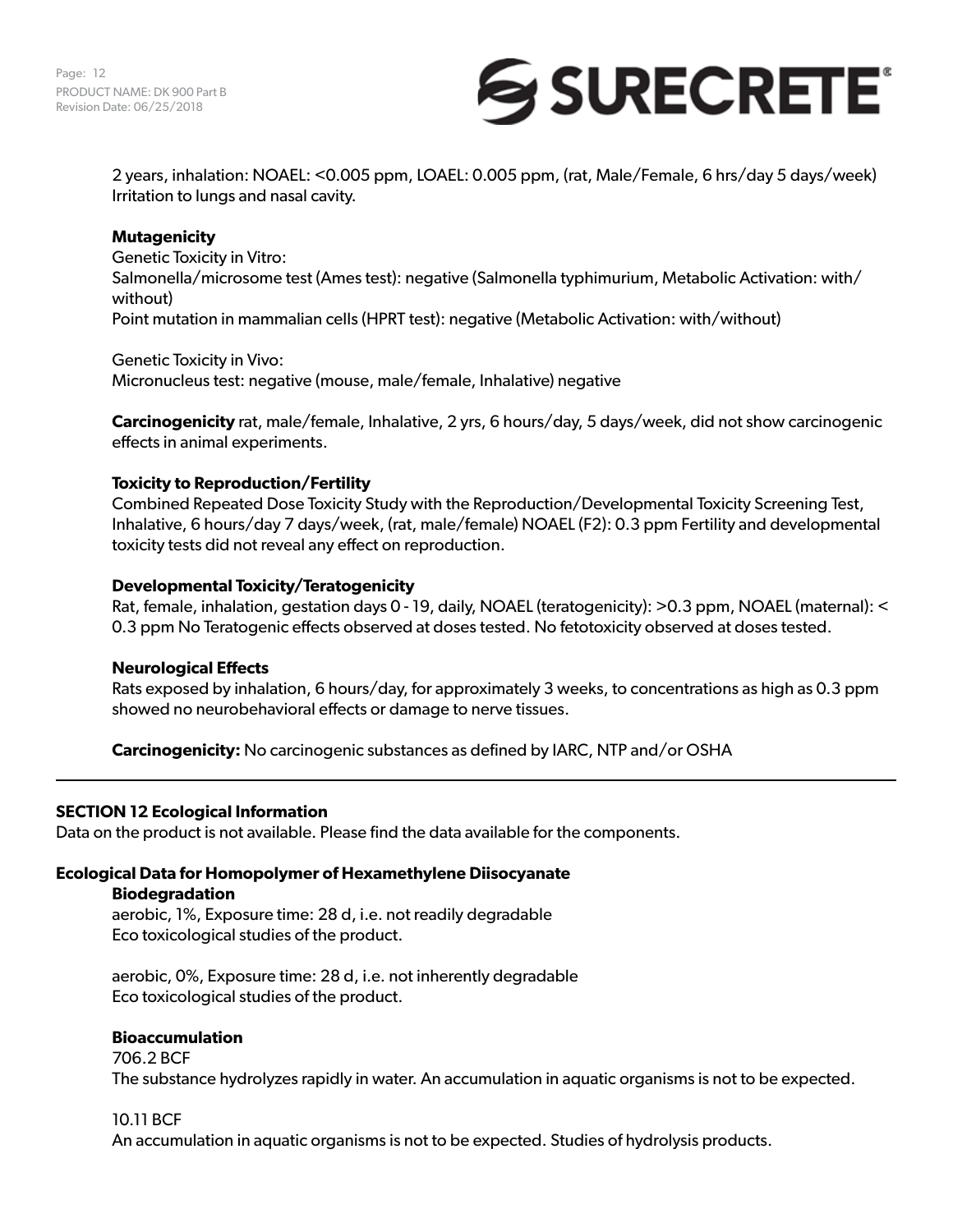2 years, inhalation: NOAEL: <0.005 ppm, LOAEL: 0.005 ppm, (rat, Male/Female, 6 hrs/day 5 days/week) Irritation to lungs and nasal cavity.

**Mutagenicity**
Genetic Toxicity in Vitro:
Salmonella/microsome test (Ames test): negative (Salmonella typhimurium, Metabolic Activation: with/without)
Point mutation in mammalian cells (HPRT test): negative (Metabolic Activation: with/without)

Genetic Toxicity in Vivo:
Micronucleus test: negative (mouse, male/female, Inhalative) negative

**Carcinogenicity** rat, male/female, Inhalative, 2 yrs, 6 hours/day, 5 days/week, did not show carcinogenic effects in animal experiments.

**Toxicity to Reproduction/Fertility**
Combined Repeated Dose Toxicity Study with the Reproduction/Developmental Toxicity Screening Test, Inhalative, 6 hours/day 7 days/week, (rat, male/female) NOAEL (F2): 0.3 ppm Fertility and developmental toxicity tests did not reveal any effect on reproduction.

**Developmental Toxicity/Teratogenicity**
Rat, female, inhalation, gestation days 0 - 19, daily, NOAEL (teratogenicity): >0.3 ppm, NOAEL (maternal): < 0.3 ppm No Teratogenic effects observed at doses tested. No fetotoxicity observed at doses tested.

**Neurological Effects**
Rats exposed by inhalation, 6 hours/day, for approximately 3 weeks, to concentrations as high as 0.3 ppm showed no neurobehavioral effects or damage to nerve tissues.

**Carcinogenicity:** No carcinogenic substances as defined by IARC, NTP and/or OSHA

---

## SECTION 12 Ecological Information

Data on the product is not available. Please find the data available for the components.

### Ecological Data for Homopolymer of Hexamethylene Diisocyanate

**Biodegradation**
aerobic, 1%, Exposure time: 28 d, i.e. not readily degradable
Eco toxicological studies of the product.

aerobic, 0%, Exposure time: 28 d, i.e. not inherently degradable
Eco toxicological studies of the product.

**Bioaccumulation**
706.2 BCF
The substance hydrolyzes rapidly in water. An accumulation in aquatic organisms is not to be expected.

10.11 BCF
An accumulation in aquatic organisms is not to be expected. Studies of hydrolysis products.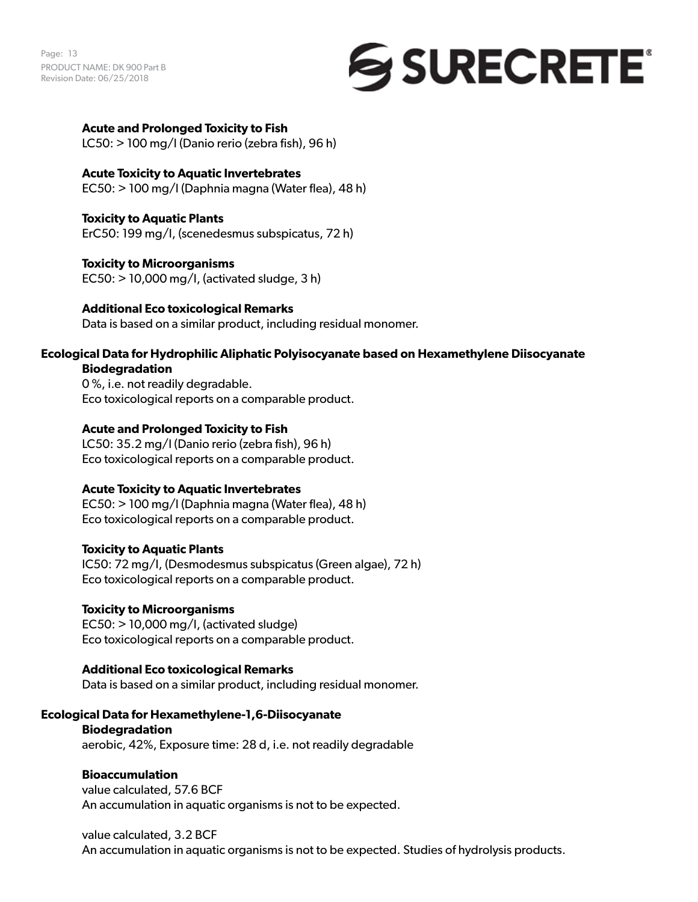**Acute and Prolonged Toxicity to Fish**
LC50: > 100 mg/l (Danio rerio (zebra fish), 96 h)

**Acute Toxicity to Aquatic Invertebrates**
EC50: > 100 mg/l (Daphnia magna (Water flea), 48 h)

**Toxicity to Aquatic Plants**
ErC50: 199 mg/l, (scenedesmus subspicatus, 72 h)

**Toxicity to Microorganisms**
EC50: > 10,000 mg/l, (activated sludge, 3 h)

**Additional Eco toxicological Remarks**
Data is based on a similar product, including residual monomer.

**Ecological Data for Hydrophilic Aliphatic Polyisocyanate based on Hexamethylene Diisocyanate**

**Biodegradation**
0 %, i.e. not readily degradable.
Eco toxicological reports on a comparable product.

**Acute and Prolonged Toxicity to Fish**
LC50: 35.2 mg/l (Danio rerio (zebra fish), 96 h)
Eco toxicological reports on a comparable product.

**Acute Toxicity to Aquatic Invertebrates**
EC50: > 100 mg/l (Daphnia magna (Water flea), 48 h)
Eco toxicological reports on a comparable product.

**Toxicity to Aquatic Plants**
IC50: 72 mg/l, (Desmodesmus subspicatus (Green algae), 72 h)
Eco toxicological reports on a comparable product.

**Toxicity to Microorganisms**
EC50: > 10,000 mg/l, (activated sludge)
Eco toxicological reports on a comparable product.

**Additional Eco toxicological Remarks**
Data is based on a similar product, including residual monomer.

**Ecological Data for Hexamethylene-1,6-Diisocyanate**

**Biodegradation**
aerobic, 42%, Exposure time: 28 d, i.e. not readily degradable

**Bioaccumulation**
value calculated, 57.6 BCF
An accumulation in aquatic organisms is not to be expected.

value calculated, 3.2 BCF
An accumulation in aquatic organisms is not to be expected. Studies of hydrolysis products.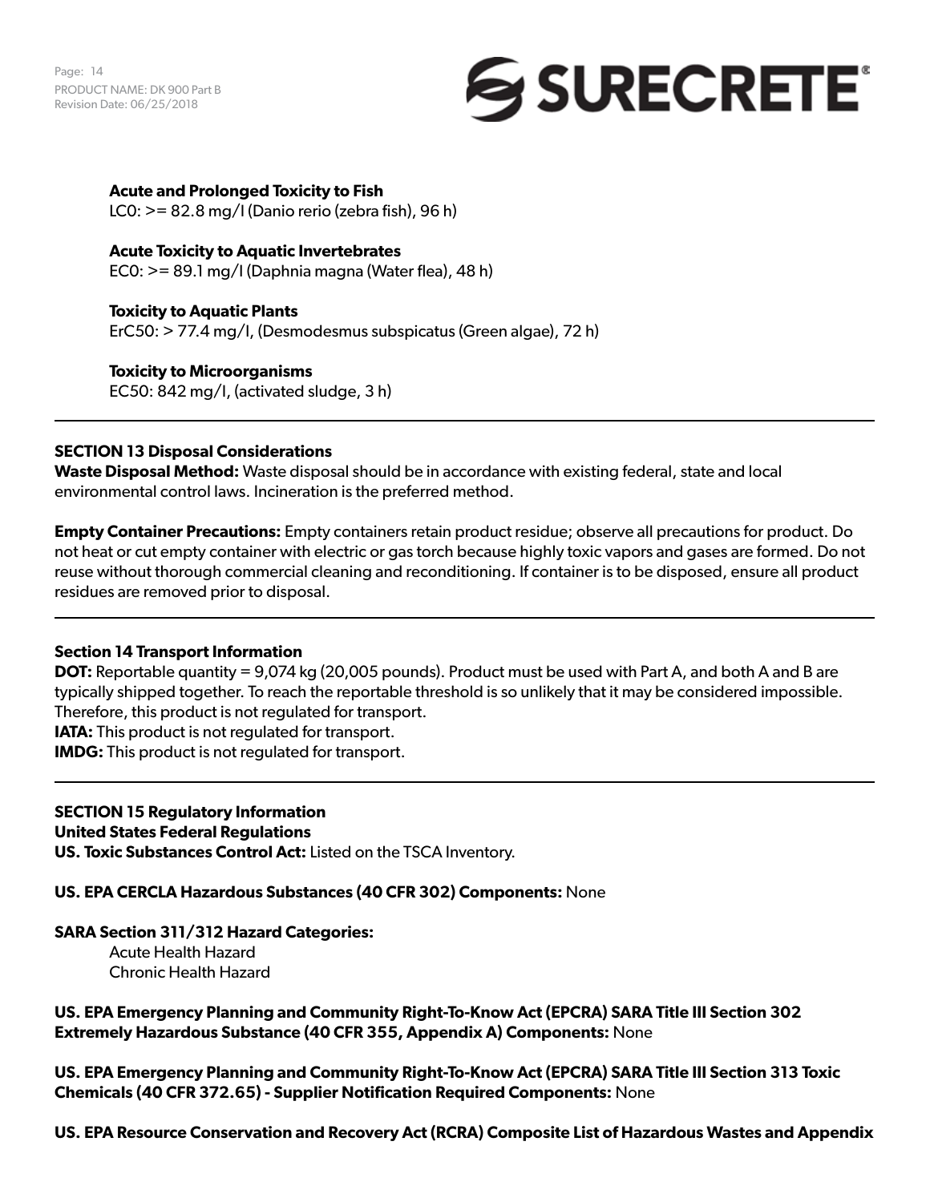**Acute and Prolonged Toxicity to Fish**
LC0: >= 82.8 mg/l (Danio rerio (zebra fish), 96 h)

**Acute Toxicity to Aquatic Invertebrates**
EC0: >= 89.1 mg/l (Daphnia magna (Water flea), 48 h)

**Toxicity to Aquatic Plants**
ErC50: > 77.4 mg/l, (Desmodesmus subspicatus (Green algae), 72 h)

**Toxicity to Microorganisms**
EC50: 842 mg/l, (activated sludge, 3 h)

---

## SECTION 13 Disposal Considerations

**Waste Disposal Method:** Waste disposal should be in accordance with existing federal, state and local environmental control laws. Incineration is the preferred method.

**Empty Container Precautions:** Empty containers retain product residue; observe all precautions for product. Do not heat or cut empty container with electric or gas torch because highly toxic vapors and gases are formed. Do not reuse without thorough commercial cleaning and reconditioning. If container is to be disposed, ensure all product residues are removed prior to disposal.

---

## Section 14 Transport Information

**DOT:** Reportable quantity = 9,074 kg (20,005 pounds). Product must be used with Part A, and both A and B are typically shipped together. To reach the reportable threshold is so unlikely that it may be considered impossible. Therefore, this product is not regulated for transport.
**IATA:** This product is not regulated for transport.
**IMDG:** This product is not regulated for transport.

---

## SECTION 15 Regulatory Information

**United States Federal Regulations**
**US. Toxic Substances Control Act:** Listed on the TSCA Inventory.

**US. EPA CERCLA Hazardous Substances (40 CFR 302) Components:** None

**SARA Section 311/312 Hazard Categories:**
- Acute Health Hazard
- Chronic Health Hazard

**US. EPA Emergency Planning and Community Right-To-Know Act (EPCRA) SARA Title III Section 302 Extremely Hazardous Substance (40 CFR 355, Appendix A) Components:** None

**US. EPA Emergency Planning and Community Right-To-Know Act (EPCRA) SARA Title III Section 313 Toxic Chemicals (40 CFR 372.65) - Supplier Notification Required Components:** None

**US. EPA Resource Conservation and Recovery Act (RCRA) Composite List of Hazardous Wastes and Appendix**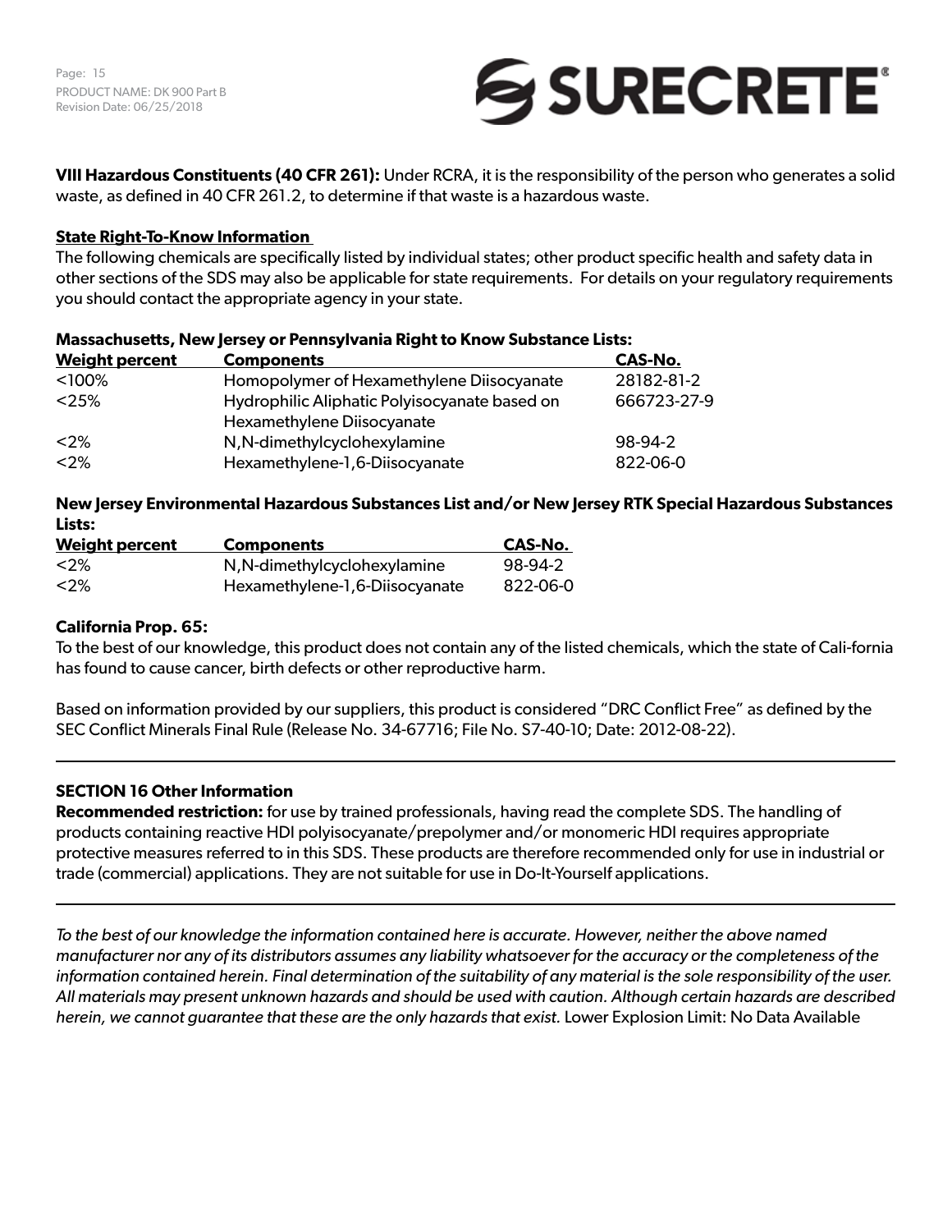**VIII Hazardous Constituents (40 CFR 261):** Under RCRA, it is the responsibility of the person who generates a solid waste, as defined in 40 CFR 261.2, to determine if that waste is a hazardous waste.

**State Right-To-Know Information**

The following chemicals are specifically listed by individual states; other product specific health and safety data in other sections of the SDS may also be applicable for state requirements. For details on your regulatory requirements you should contact the appropriate agency in your state.

**Massachusetts, New Jersey or Pennsylvania Right to Know Substance Lists:**

| Weight percent | Components | CAS-No. |
|---|---|---|
| <100% | Homopolymer of Hexamethylene Diisocyanate | 28182-81-2 |
| <25% | Hydrophilic Aliphatic Polyisocyanate based on Hexamethylene Diisocyanate | 666723-27-9 |
| <2% | N,N-dimethylcyclohexylamine | 98-94-2 |
| <2% | Hexamethylene-1,6-Diisocyanate | 822-06-0 |

**New Jersey Environmental Hazardous Substances List and/or New Jersey RTK Special Hazardous Substances Lists:**

| Weight percent | Components | CAS-No. |
|---|---|---|
| <2% | N,N-dimethylcyclohexylamine | 98-94-2 |
| <2% | Hexamethylene-1,6-Diisocyanate | 822-06-0 |

**California Prop. 65:**

To the best of our knowledge, this product does not contain any of the listed chemicals, which the state of Cali-fornia has found to cause cancer, birth defects or other reproductive harm.

Based on information provided by our suppliers, this product is considered "DRC Conflict Free" as defined by the SEC Conflict Minerals Final Rule (Release No. 34-67716; File No. S7-40-10; Date: 2012-08-22).

---

**SECTION 16 Other Information**

**Recommended restriction:** for use by trained professionals, having read the complete SDS. The handling of products containing reactive HDI polyisocyanate/prepolymer and/or monomeric HDI requires appropriate protective measures referred to in this SDS. These products are therefore recommended only for use in industrial or trade (commercial) applications. They are not suitable for use in Do-It-Yourself applications.

---

*To the best of our knowledge the information contained here is accurate. However, neither the above named manufacturer nor any of its distributors assumes any liability whatsoever for the accuracy or the completeness of the information contained herein. Final determination of the suitability of any material is the sole responsibility of the user. All materials may present unknown hazards and should be used with caution. Although certain hazards are described herein, we cannot guarantee that these are the only hazards that exist.* Lower Explosion Limit: No Data Available